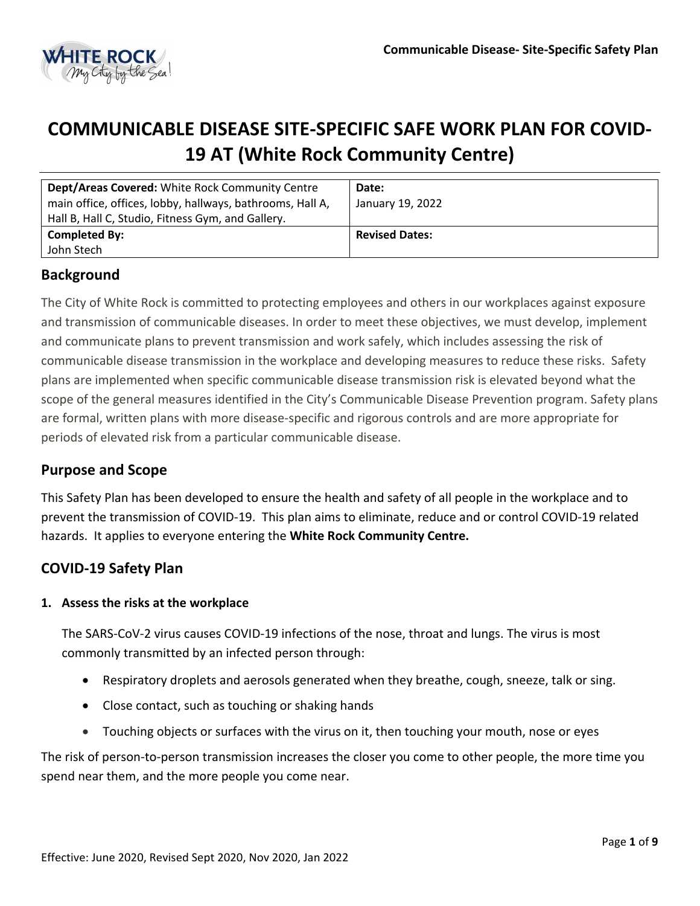# COMMUNICABLE DISEASE SITE-SPECIFIC SAFE WORK PLAN FOR COVID-19 AT (White Rock Community Centre)

| **Dept/Areas Covered:** White Rock Community Centre main office, offices, lobby, hallways, bathrooms, Hall A, Hall B, Hall C, Studio, Fitness Gym, and Gallery. | **Date:** January 19, 2022 |
|---|---|
| **Completed By:** John Stech | **Revised Dates:** |

## Background

The City of White Rock is committed to protecting employees and others in our workplaces against exposure and transmission of communicable diseases. In order to meet these objectives, we must develop, implement and communicate plans to prevent transmission and work safely, which includes assessing the risk of communicable disease transmission in the workplace and developing measures to reduce these risks. Safety plans are implemented when specific communicable disease transmission risk is elevated beyond what the scope of the general measures identified in the City's Communicable Disease Prevention program. Safety plans are formal, written plans with more disease-specific and rigorous controls and are more appropriate for periods of elevated risk from a particular communicable disease.

## Purpose and Scope

This Safety Plan has been developed to ensure the health and safety of all people in the workplace and to prevent the transmission of COVID-19. This plan aims to eliminate, reduce and or control COVID-19 related hazards. It applies to everyone entering the **White Rock Community Centre.**

## COVID-19 Safety Plan

### 1. Assess the risks at the workplace

The SARS-CoV-2 virus causes COVID-19 infections of the nose, throat and lungs. The virus is most commonly transmitted by an infected person through:

- Respiratory droplets and aerosols generated when they breathe, cough, sneeze, talk or sing.
- Close contact, such as touching or shaking hands
- Touching objects or surfaces with the virus on it, then touching your mouth, nose or eyes

The risk of person-to-person transmission increases the closer you come to other people, the more time you spend near them, and the more people you come near.

Effective: June 2020, Revised Sept 2020, Nov 2020, Jan 2022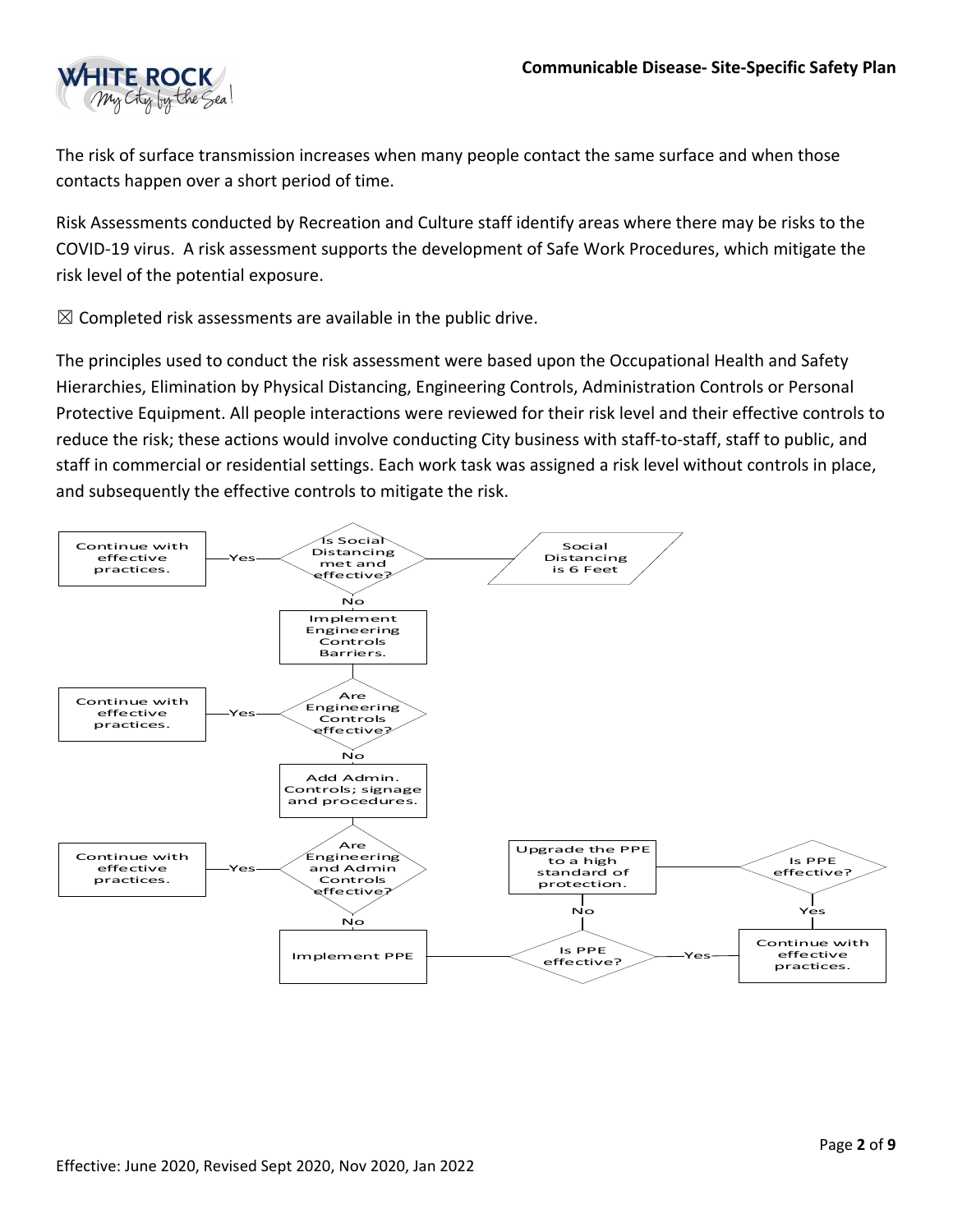The risk of surface transmission increases when many people contact the same surface and when those contacts happen over a short period of time.

Risk Assessments conducted by Recreation and Culture staff identify areas where there may be risks to the COVID-19 virus. A risk assessment supports the development of Safe Work Procedures, which mitigate the risk level of the potential exposure.

☒ Completed risk assessments are available in the public drive.

The principles used to conduct the risk assessment were based upon the Occupational Health and Safety Hierarchies, Elimination by Physical Distancing, Engineering Controls, Administration Controls or Personal Protective Equipment. All people interactions were reviewed for their risk level and their effective controls to reduce the risk; these actions would involve conducting City business with staff-to-staff, staff to public, and staff in commercial or residential settings. Each work task was assigned a risk level without controls in place, and subsequently the effective controls to mitigate the risk.

- Is Social Distancing met and effective? (Social Distancing is 6 Feet)
  - Yes → Continue with effective practices.
  - No → Implement Engineering Controls Barriers.
- Are Engineering Controls effective?
  - Yes → Continue with effective practices.
  - No → Add Admin. Controls; signage and procedures.
- Are Engineering and Admin Controls effective?
  - Yes → Continue with effective practices.
  - No → Implement PPE
- Is PPE effective?
  - Yes → Continue with effective practices.
  - No → Upgrade the PPE to a high standard of protection.
- Is PPE effective?
  - Yes → Continue with effective practices.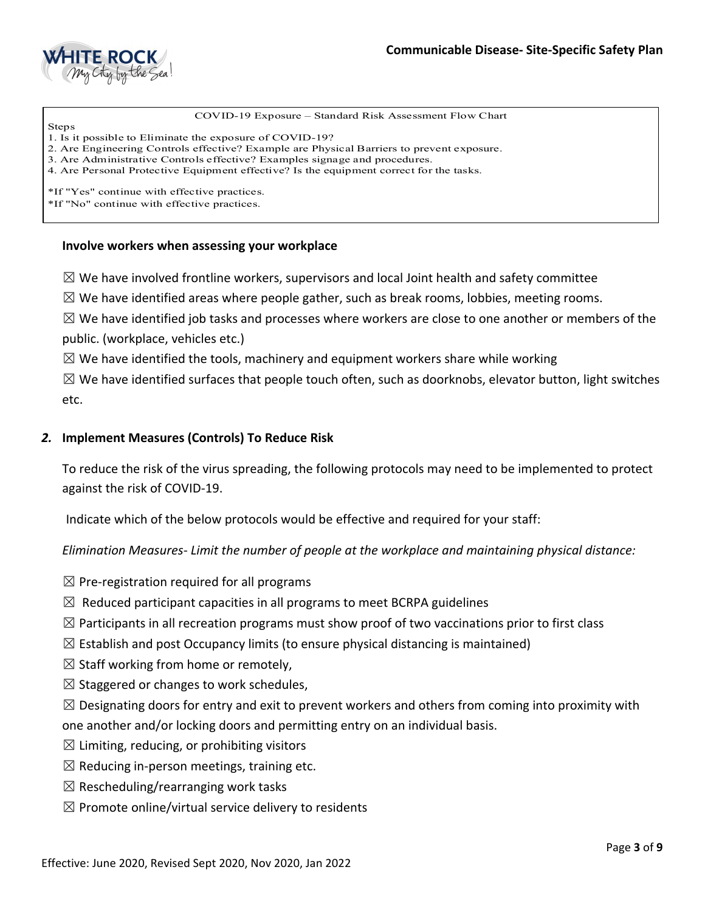COVID-19 Exposure – Standard Risk Assessment Flow Chart

Steps

1. Is it possible to Eliminate the exposure of COVID-19?
2. Are Engineering Controls effective? Example are Physical Barriers to prevent exposure.
3. Are Administrative Controls effective? Examples signage and procedures.
4. Are Personal Protective Equipment effective? Is the equipment correct for the tasks.

*If "Yes" continue with effective practices.
*If "No" continue with effective practices.

**Involve workers when assessing your workplace**

☒ We have involved frontline workers, supervisors and local Joint health and safety committee

☒ We have identified areas where people gather, such as break rooms, lobbies, meeting rooms.

☒ We have identified job tasks and processes where workers are close to one another or members of the public. (workplace, vehicles etc.)

☒ We have identified the tools, machinery and equipment workers share while working

☒ We have identified surfaces that people touch often, such as doorknobs, elevator button, light switches etc.

## *2.* Implement Measures (Controls) To Reduce Risk

To reduce the risk of the virus spreading, the following protocols may need to be implemented to protect against the risk of COVID-19.

Indicate which of the below protocols would be effective and required for your staff:

*Elimination Measures- Limit the number of people at the workplace and maintaining physical distance:*

☒ Pre-registration required for all programs

☒ Reduced participant capacities in all programs to meet BCRPA guidelines

☒ Participants in all recreation programs must show proof of two vaccinations prior to first class

☒ Establish and post Occupancy limits (to ensure physical distancing is maintained)

☒ Staff working from home or remotely,

☒ Staggered or changes to work schedules,

☒ Designating doors for entry and exit to prevent workers and others from coming into proximity with one another and/or locking doors and permitting entry on an individual basis.

☒ Limiting, reducing, or prohibiting visitors

☒ Reducing in-person meetings, training etc.

☒ Rescheduling/rearranging work tasks

☒ Promote online/virtual service delivery to residents

Effective: June 2020, Revised Sept 2020, Nov 2020, Jan 2022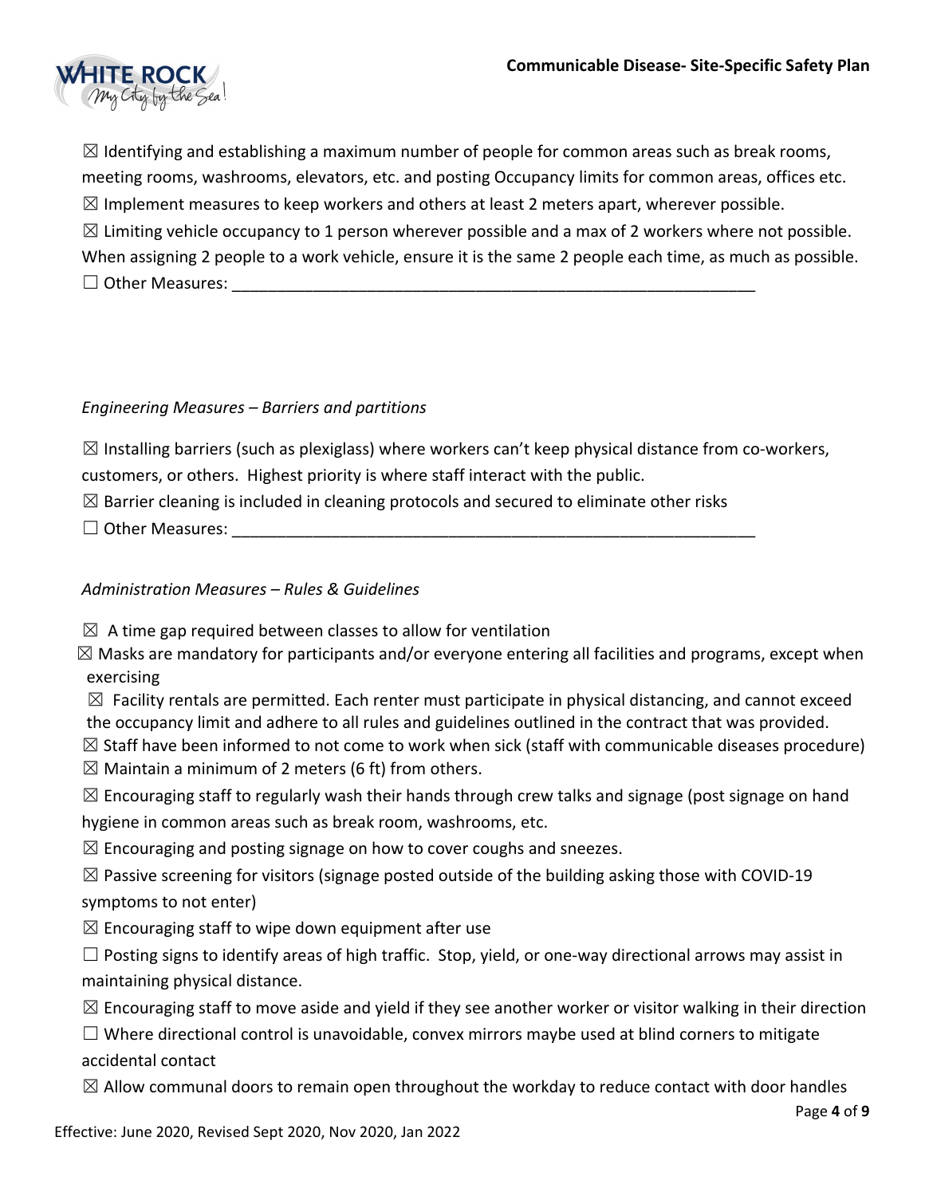☒ Identifying and establishing a maximum number of people for common areas such as break rooms, meeting rooms, washrooms, elevators, etc. and posting Occupancy limits for common areas, offices etc.

☒ Implement measures to keep workers and others at least 2 meters apart, wherever possible.

☒ Limiting vehicle occupancy to 1 person wherever possible and a max of 2 workers where not possible. When assigning 2 people to a work vehicle, ensure it is the same 2 people each time, as much as possible.

☐ Other Measures: ____________________________________________________________

*Engineering Measures – Barriers and partitions*

☒ Installing barriers (such as plexiglass) where workers can't keep physical distance from co-workers, customers, or others. Highest priority is where staff interact with the public.

☒ Barrier cleaning is included in cleaning protocols and secured to eliminate other risks

☐ Other Measures: ____________________________________________________________

*Administration Measures – Rules & Guidelines*

☒ A time gap required between classes to allow for ventilation

☒ Masks are mandatory for participants and/or everyone entering all facilities and programs, except when exercising

☒ Facility rentals are permitted. Each renter must participate in physical distancing, and cannot exceed the occupancy limit and adhere to all rules and guidelines outlined in the contract that was provided.

☒ Staff have been informed to not come to work when sick (staff with communicable diseases procedure)

☒ Maintain a minimum of 2 meters (6 ft) from others.

☒ Encouraging staff to regularly wash their hands through crew talks and signage (post signage on hand hygiene in common areas such as break room, washrooms, etc.

☒ Encouraging and posting signage on how to cover coughs and sneezes.

☒ Passive screening for visitors (signage posted outside of the building asking those with COVID-19 symptoms to not enter)

☒ Encouraging staff to wipe down equipment after use

☐ Posting signs to identify areas of high traffic. Stop, yield, or one-way directional arrows may assist in maintaining physical distance.

☒ Encouraging staff to move aside and yield if they see another worker or visitor walking in their direction

☐ Where directional control is unavoidable, convex mirrors maybe used at blind corners to mitigate accidental contact

☒ Allow communal doors to remain open throughout the workday to reduce contact with door handles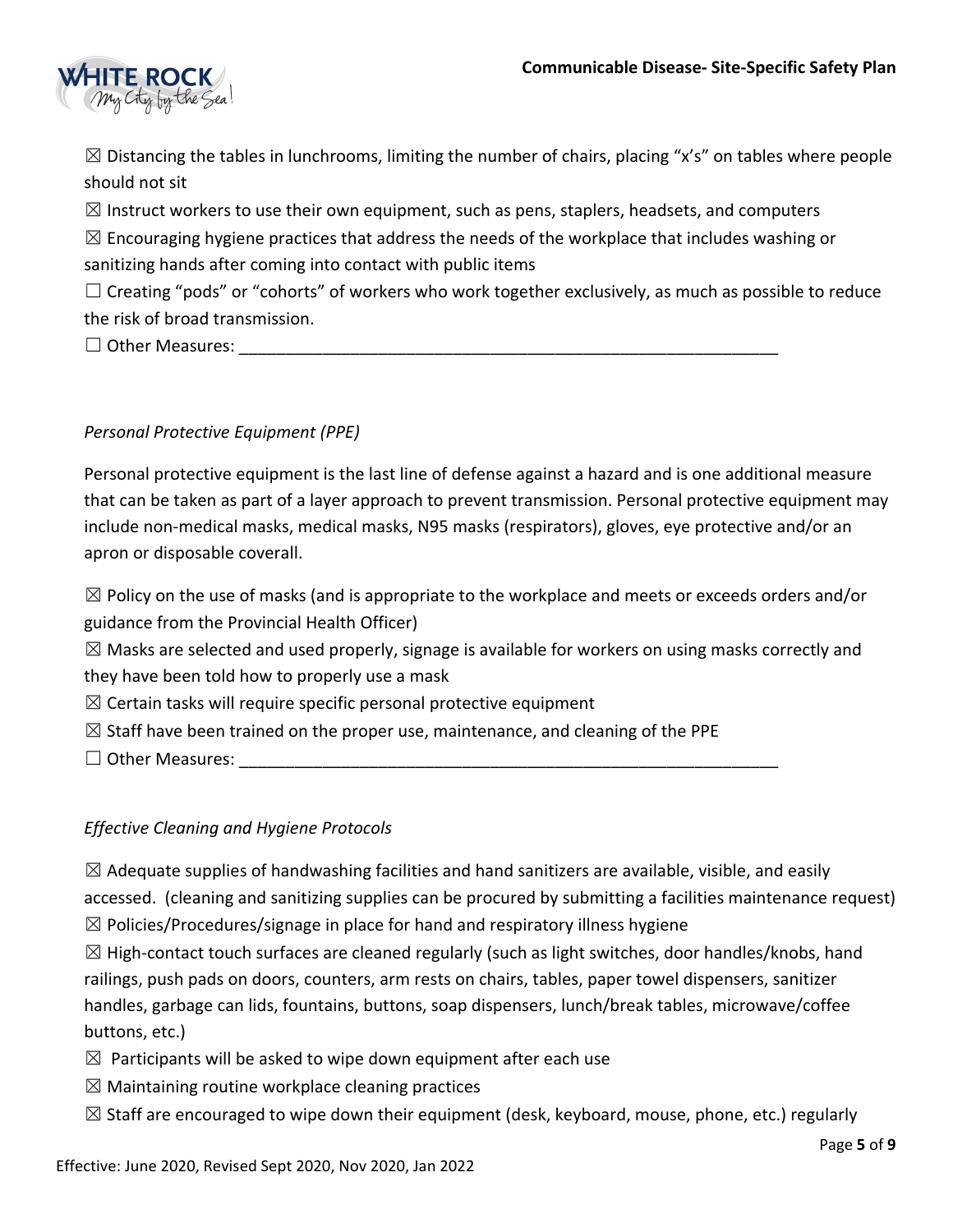☒ Distancing the tables in lunchrooms, limiting the number of chairs, placing "x's" on tables where people should not sit

☒ Instruct workers to use their own equipment, such as pens, staplers, headsets, and computers

☒ Encouraging hygiene practices that address the needs of the workplace that includes washing or sanitizing hands after coming into contact with public items

☐ Creating "pods" or "cohorts" of workers who work together exclusively, as much as possible to reduce the risk of broad transmission.

☐ Other Measures: ___________________________________________________________

*Personal Protective Equipment (PPE)*

Personal protective equipment is the last line of defense against a hazard and is one additional measure that can be taken as part of a layer approach to prevent transmission. Personal protective equipment may include non-medical masks, medical masks, N95 masks (respirators), gloves, eye protective and/or an apron or disposable coverall.

☒ Policy on the use of masks (and is appropriate to the workplace and meets or exceeds orders and/or guidance from the Provincial Health Officer)

☒ Masks are selected and used properly, signage is available for workers on using masks correctly and they have been told how to properly use a mask

☒ Certain tasks will require specific personal protective equipment

☒ Staff have been trained on the proper use, maintenance, and cleaning of the PPE

☐ Other Measures: ___________________________________________________________

*Effective Cleaning and Hygiene Protocols*

☒ Adequate supplies of handwashing facilities and hand sanitizers are available, visible, and easily accessed. (cleaning and sanitizing supplies can be procured by submitting a facilities maintenance request)

☒ Policies/Procedures/signage in place for hand and respiratory illness hygiene

☒ High-contact touch surfaces are cleaned regularly (such as light switches, door handles/knobs, hand railings, push pads on doors, counters, arm rests on chairs, tables, paper towel dispensers, sanitizer handles, garbage can lids, fountains, buttons, soap dispensers, lunch/break tables, microwave/coffee buttons, etc.)

☒ Participants will be asked to wipe down equipment after each use

☒ Maintaining routine workplace cleaning practices

☒ Staff are encouraged to wipe down their equipment (desk, keyboard, mouse, phone, etc.) regularly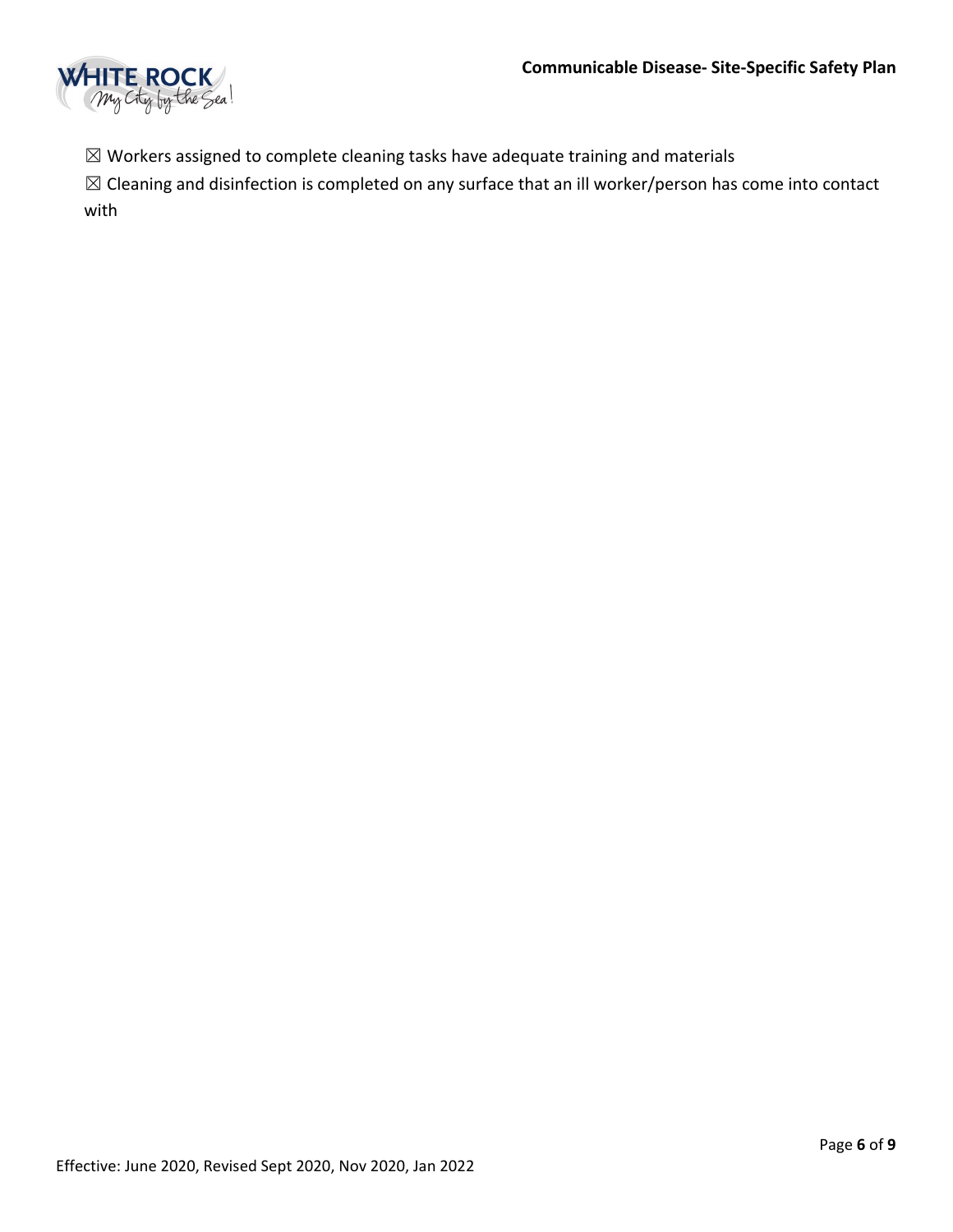☒ Workers assigned to complete cleaning tasks have adequate training and materials

☒ Cleaning and disinfection is completed on any surface that an ill worker/person has come into contact with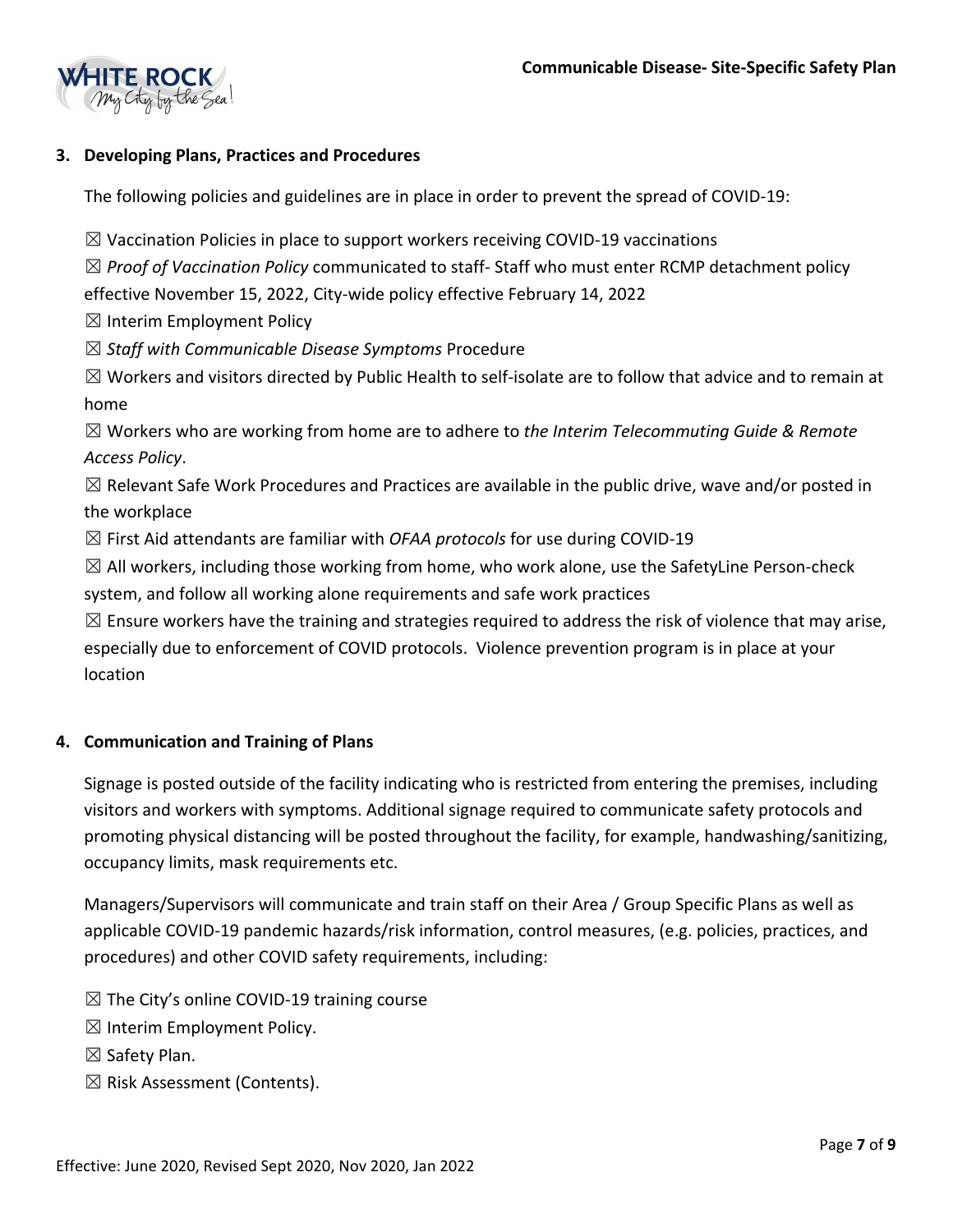## 3. Developing Plans, Practices and Procedures

The following policies and guidelines are in place in order to prevent the spread of COVID-19:

☒ Vaccination Policies in place to support workers receiving COVID-19 vaccinations

☒ *Proof of Vaccination Policy* communicated to staff- Staff who must enter RCMP detachment policy effective November 15, 2022, City-wide policy effective February 14, 2022

☒ Interim Employment Policy

☒ *Staff with Communicable Disease Symptoms* Procedure

☒ Workers and visitors directed by Public Health to self-isolate are to follow that advice and to remain at home

☒ Workers who are working from home are to adhere to *the Interim Telecommuting Guide & Remote Access Policy*.

☒ Relevant Safe Work Procedures and Practices are available in the public drive, wave and/or posted in the workplace

☒ First Aid attendants are familiar with *OFAA protocols* for use during COVID-19

☒ All workers, including those working from home, who work alone, use the SafetyLine Person-check system, and follow all working alone requirements and safe work practices

☒ Ensure workers have the training and strategies required to address the risk of violence that may arise, especially due to enforcement of COVID protocols. Violence prevention program is in place at your location

## 4. Communication and Training of Plans

Signage is posted outside of the facility indicating who is restricted from entering the premises, including visitors and workers with symptoms. Additional signage required to communicate safety protocols and promoting physical distancing will be posted throughout the facility, for example, handwashing/sanitizing, occupancy limits, mask requirements etc.

Managers/Supervisors will communicate and train staff on their Area / Group Specific Plans as well as applicable COVID-19 pandemic hazards/risk information, control measures, (e.g. policies, practices, and procedures) and other COVID safety requirements, including:

☒ The City's online COVID-19 training course

☒ Interim Employment Policy.

☒ Safety Plan.

☒ Risk Assessment (Contents).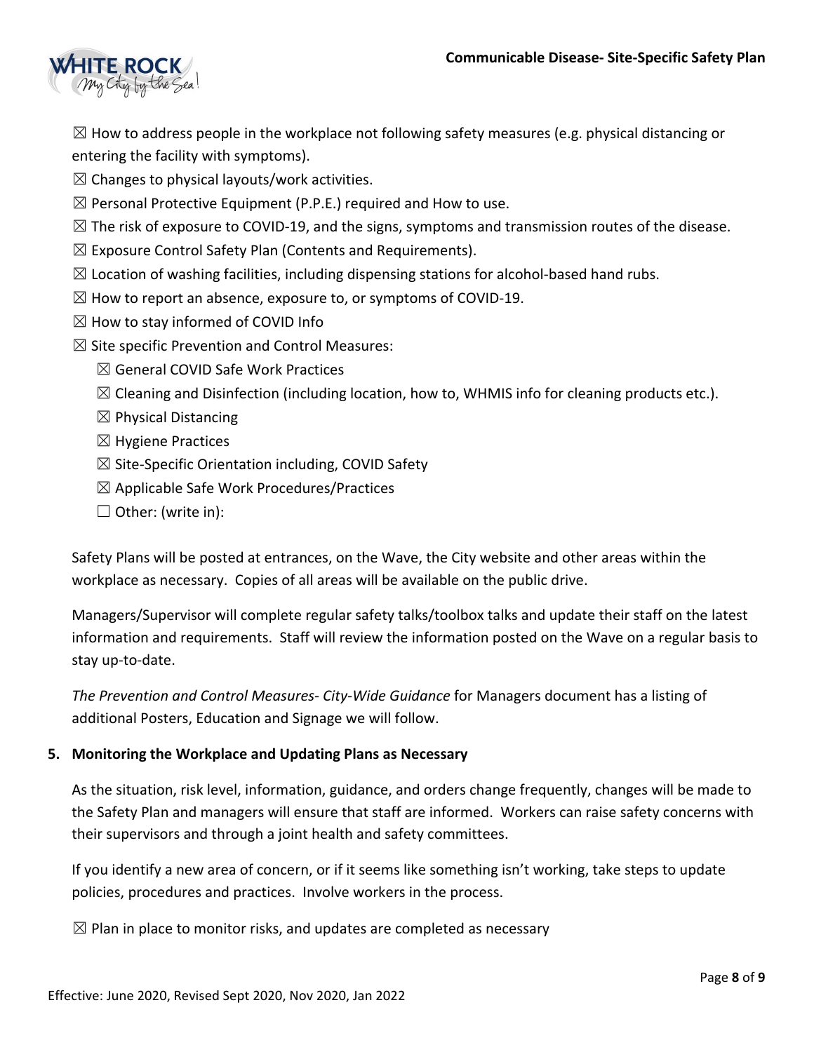☒ How to address people in the workplace not following safety measures (e.g. physical distancing or entering the facility with symptoms).

☒ Changes to physical layouts/work activities.

☒ Personal Protective Equipment (P.P.E.) required and How to use.

☒ The risk of exposure to COVID-19, and the signs, symptoms and transmission routes of the disease.

☒ Exposure Control Safety Plan (Contents and Requirements).

☒ Location of washing facilities, including dispensing stations for alcohol-based hand rubs.

☒ How to report an absence, exposure to, or symptoms of COVID-19.

☒ How to stay informed of COVID Info

☒ Site specific Prevention and Control Measures:

- ☒ General COVID Safe Work Practices
- ☒ Cleaning and Disinfection (including location, how to, WHMIS info for cleaning products etc.).
- ☒ Physical Distancing
- ☒ Hygiene Practices
- ☒ Site-Specific Orientation including, COVID Safety
- ☒ Applicable Safe Work Procedures/Practices
- ☐ Other: (write in):

Safety Plans will be posted at entrances, on the Wave, the City website and other areas within the workplace as necessary. Copies of all areas will be available on the public drive.

Managers/Supervisor will complete regular safety talks/toolbox talks and update their staff on the latest information and requirements. Staff will review the information posted on the Wave on a regular basis to stay up-to-date.

*The Prevention and Control Measures- City-Wide Guidance* for Managers document has a listing of additional Posters, Education and Signage we will follow.

### 5. Monitoring the Workplace and Updating Plans as Necessary

As the situation, risk level, information, guidance, and orders change frequently, changes will be made to the Safety Plan and managers will ensure that staff are informed. Workers can raise safety concerns with their supervisors and through a joint health and safety committees.

If you identify a new area of concern, or if it seems like something isn't working, take steps to update policies, procedures and practices. Involve workers in the process.

☒ Plan in place to monitor risks, and updates are completed as necessary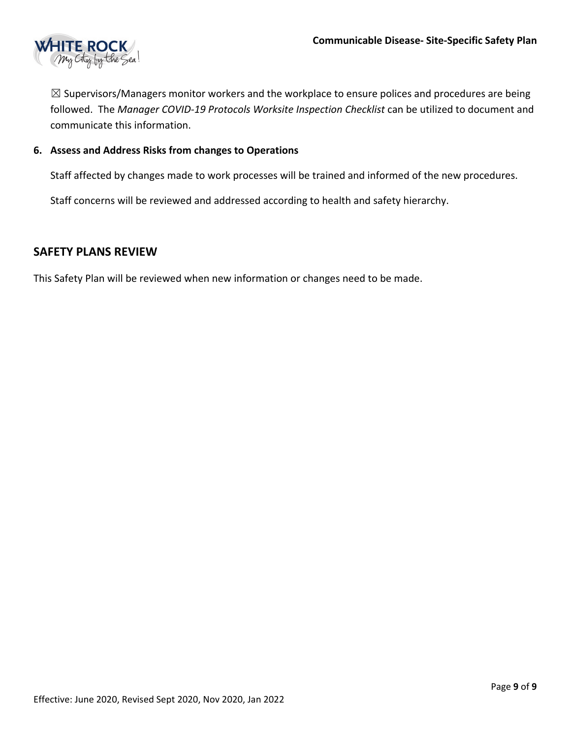☒ Supervisors/Managers monitor workers and the workplace to ensure polices and procedures are being followed. The *Manager COVID-19 Protocols Worksite Inspection Checklist* can be utilized to document and communicate this information.

**6. Assess and Address Risks from changes to Operations**

Staff affected by changes made to work processes will be trained and informed of the new procedures.

Staff concerns will be reviewed and addressed according to health and safety hierarchy.

## SAFETY PLANS REVIEW

This Safety Plan will be reviewed when new information or changes need to be made.

Effective: June 2020, Revised Sept 2020, Nov 2020, Jan 2022